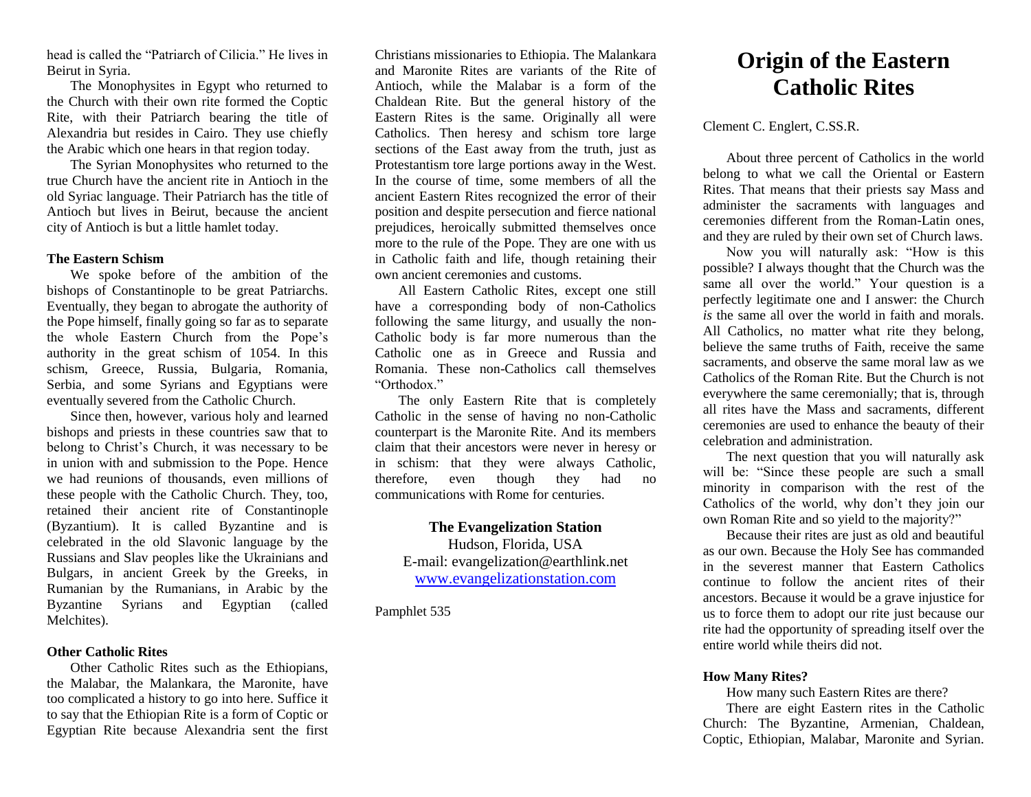head is called the "Patriarch of Cilicia." He lives in Beirut in Syria.

The Monophysites in Egypt who returned to the Church with their own rite formed the Coptic Rite, with their Patriarch bearing the title of Alexandria but resides in Cairo. They use chiefly the Arabic which one hears in that region today.

The Syrian Monophysites who returned to the true Church have the ancient rite in Antioch in the old Syriac language. Their Patriarch has the title of Antioch but lives in Beirut, because the ancient city of Antioch is but a little hamlet today.

**The Eastern Schism**

We spoke before of the ambition of the bishops of Constantinople to be great Patriarchs. Eventually, they began to abrogate the authority of the Pope himself, finally going so far as to separate the whole Eastern Church from the Pope's authority in the great schism of 1054. In this schism, Greece, Russia, Bulgaria, Romania, Serbia, and some Syrians and Egyptians were eventually severed from the Catholic Church.

Since then, however, various holy and learned bishops and priests in these countries saw that to belong to Christ's Church, it was necessary to be in union with and submission to the Pope. Hence we had reunions of thousands, even millions of these people with the Catholic Church. They, too, retained their ancient rite of Constantinople (Byzantium). It is called Byzantine and is celebrated in the old Slavonic language by the Russians and Slav peoples like the Ukrainians and Bulgars, in ancient Greek by the Greeks, in Rumanian by the Rumanians, in Arabic by the Byzantine Syrians and Egyptian (called Melchites).

**Other Catholic Rites**

Other Catholic Rites such as the Ethiopians, the Malabar, the Malankara, the Maronite, have too complicated a history to go into here. Suffice it to say that the Ethiopian Rite is a form of Coptic or Egyptian Rite because Alexandria sent the first Christians missionaries to Ethiopia. The Malankara and Maronite Rites are variants of the Rite of Antioch, while the Malabar is a form of the Chaldean Rite. But the general history of the Eastern Rites is the same. Originally all were Catholics. Then heresy and schism tore large sections of the East away from the truth, just as Protestantism tore large portions away in the West. In the course of time, some members of all the ancient Eastern Rites recognized the error of their position and despite persecution and fierce national prejudices, heroically submitted themselves once more to the rule of the Pope. They are one with us in Catholic faith and life, though retaining their own ancient ceremonies and customs.

All Eastern Catholic Rites, except one still have a corresponding body of non-Catholics following the same liturgy, and usually the non-Catholic body is far more numerous than the Catholic one as in Greece and Russia and Romania. These non-Catholics call themselves "Orthodox."

The only Eastern Rite that is completely Catholic in the sense of having no non-Catholic counterpart is the Maronite Rite. And its members claim that their ancestors were never in heresy or in schism: that they were always Catholic, therefore, even though they had no communications with Rome for centuries.

**The Evangelization Station**
Hudson, Florida, USA
E-mail: evangelization@earthlink.net
www.evangelizationstation.com

Pamphlet 535

# Origin of the Eastern Catholic Rites

Clement C. Englert, C.SS.R.

About three percent of Catholics in the world belong to what we call the Oriental or Eastern Rites. That means that their priests say Mass and administer the sacraments with languages and ceremonies different from the Roman-Latin ones, and they are ruled by their own set of Church laws.

Now you will naturally ask: "How is this possible? I always thought that the Church was the same all over the world." Your question is a perfectly legitimate one and I answer: the Church *is* the same all over the world in faith and morals. All Catholics, no matter what rite they belong, believe the same truths of Faith, receive the same sacraments, and observe the same moral law as we Catholics of the Roman Rite. But the Church is not everywhere the same ceremonially; that is, through all rites have the Mass and sacraments, different ceremonies are used to enhance the beauty of their celebration and administration.

The next question that you will naturally ask will be: "Since these people are such a small minority in comparison with the rest of the Catholics of the world, why don't they join our own Roman Rite and so yield to the majority?"

Because their rites are just as old and beautiful as our own. Because the Holy See has commanded in the severest manner that Eastern Catholics continue to follow the ancient rites of their ancestors. Because it would be a grave injustice for us to force them to adopt our rite just because our rite had the opportunity of spreading itself over the entire world while theirs did not.

**How Many Rites?**

How many such Eastern Rites are there?

There are eight Eastern rites in the Catholic Church: The Byzantine, Armenian, Chaldean, Coptic, Ethiopian, Malabar, Maronite and Syrian.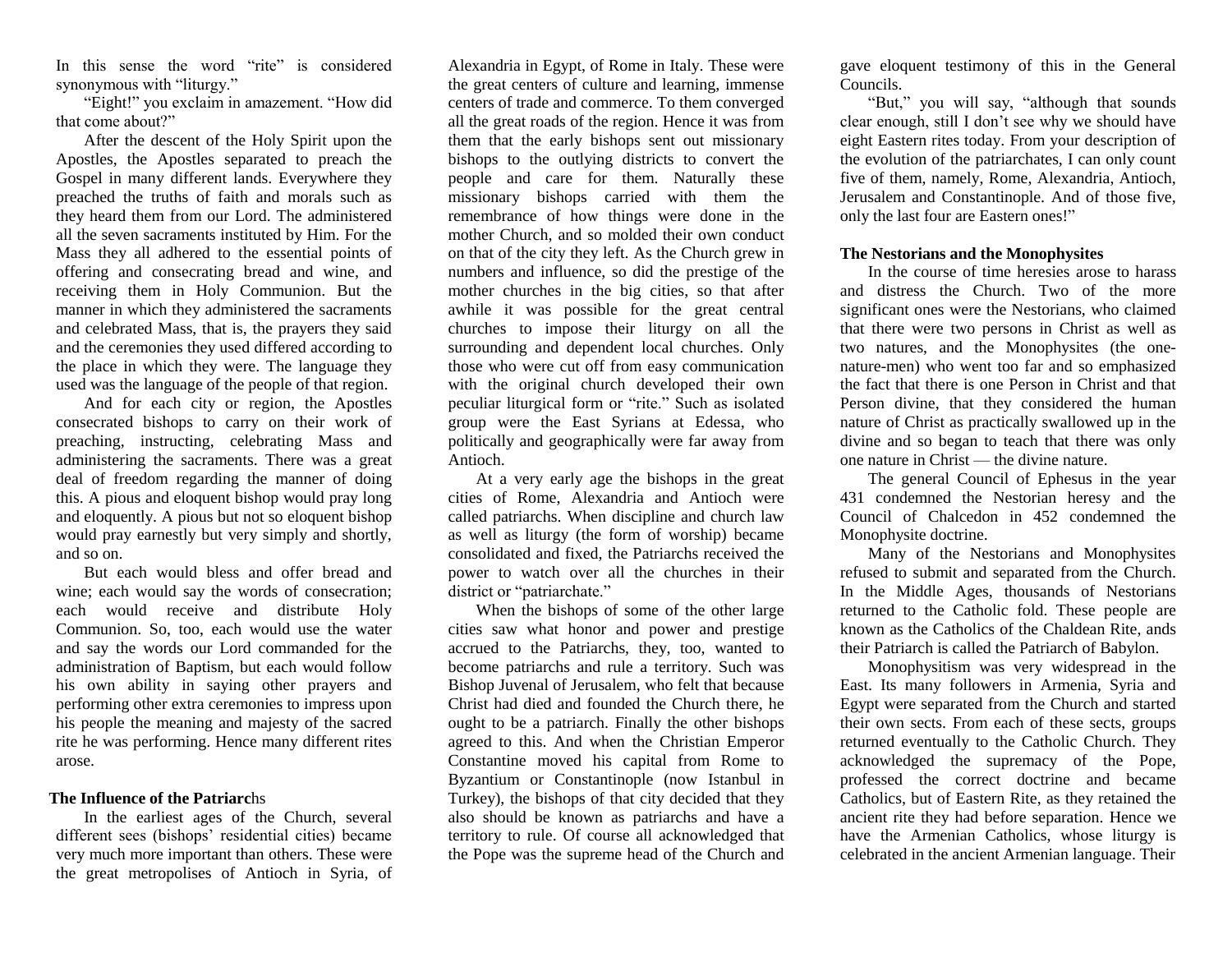In this sense the word "rite" is considered synonymous with "liturgy."

"Eight!" you exclaim in amazement. "How did that come about?"

After the descent of the Holy Spirit upon the Apostles, the Apostles separated to preach the Gospel in many different lands. Everywhere they preached the truths of faith and morals such as they heard them from our Lord. The administered all the seven sacraments instituted by Him. For the Mass they all adhered to the essential points of offering and consecrating bread and wine, and receiving them in Holy Communion. But the manner in which they administered the sacraments and celebrated Mass, that is, the prayers they said and the ceremonies they used differed according to the place in which they were. The language they used was the language of the people of that region.

And for each city or region, the Apostles consecrated bishops to carry on their work of preaching, instructing, celebrating Mass and administering the sacraments. There was a great deal of freedom regarding the manner of doing this. A pious and eloquent bishop would pray long and eloquently. A pious but not so eloquent bishop would pray earnestly but very simply and shortly, and so on.

But each would bless and offer bread and wine; each would say the words of consecration; each would receive and distribute Holy Communion. So, too, each would use the water and say the words our Lord commanded for the administration of Baptism, but each would follow his own ability in saying other prayers and performing other extra ceremonies to impress upon his people the meaning and majesty of the sacred rite he was performing. Hence many different rites arose.

**The Influence of the Patriarchs**

In the earliest ages of the Church, several different sees (bishops' residential cities) became very much more important than others. These were the great metropolises of Antioch in Syria, of Alexandria in Egypt, of Rome in Italy. These were the great centers of culture and learning, immense centers of trade and commerce. To them converged all the great roads of the region. Hence it was from them that the early bishops sent out missionary bishops to the outlying districts to convert the people and care for them. Naturally these missionary bishops carried with them the remembrance of how things were done in the mother Church, and so molded their own conduct on that of the city they left. As the Church grew in numbers and influence, so did the prestige of the mother churches in the big cities, so that after awhile it was possible for the great central churches to impose their liturgy on all the surrounding and dependent local churches. Only those who were cut off from easy communication with the original church developed their own peculiar liturgical form or "rite." Such as isolated group were the East Syrians at Edessa, who politically and geographically were far away from Antioch.

At a very early age the bishops in the great cities of Rome, Alexandria and Antioch were called patriarchs. When discipline and church law as well as liturgy (the form of worship) became consolidated and fixed, the Patriarchs received the power to watch over all the churches in their district or "patriarchate."

When the bishops of some of the other large cities saw what honor and power and prestige accrued to the Patriarchs, they, too, wanted to become patriarchs and rule a territory. Such was Bishop Juvenal of Jerusalem, who felt that because Christ had died and founded the Church there, he ought to be a patriarch. Finally the other bishops agreed to this. And when the Christian Emperor Constantine moved his capital from Rome to Byzantium or Constantinople (now Istanbul in Turkey), the bishops of that city decided that they also should be known as patriarchs and have a territory to rule. Of course all acknowledged that the Pope was the supreme head of the Church and gave eloquent testimony of this in the General Councils.

"But," you will say, "although that sounds clear enough, still I don't see why we should have eight Eastern rites today. From your description of the evolution of the patriarchates, I can only count five of them, namely, Rome, Alexandria, Antioch, Jerusalem and Constantinople. And of those five, only the last four are Eastern ones!"

**The Nestorians and the Monophysites**

In the course of time heresies arose to harass and distress the Church. Two of the more significant ones were the Nestorians, who claimed that there were two persons in Christ as well as two natures, and the Monophysites (the one-nature-men) who went too far and so emphasized the fact that there is one Person in Christ and that Person divine, that they considered the human nature of Christ as practically swallowed up in the divine and so began to teach that there was only one nature in Christ — the divine nature.

The general Council of Ephesus in the year 431 condemned the Nestorian heresy and the Council of Chalcedon in 452 condemned the Monophysite doctrine.

Many of the Nestorians and Monophysites refused to submit and separated from the Church. In the Middle Ages, thousands of Nestorians returned to the Catholic fold. These people are known as the Catholics of the Chaldean Rite, ands their Patriarch is called the Patriarch of Babylon.

Monophysitism was very widespread in the East. Its many followers in Armenia, Syria and Egypt were separated from the Church and started their own sects. From each of these sects, groups returned eventually to the Catholic Church. They acknowledged the supremacy of the Pope, professed the correct doctrine and became Catholics, but of Eastern Rite, as they retained the ancient rite they had before separation. Hence we have the Armenian Catholics, whose liturgy is celebrated in the ancient Armenian language. Their